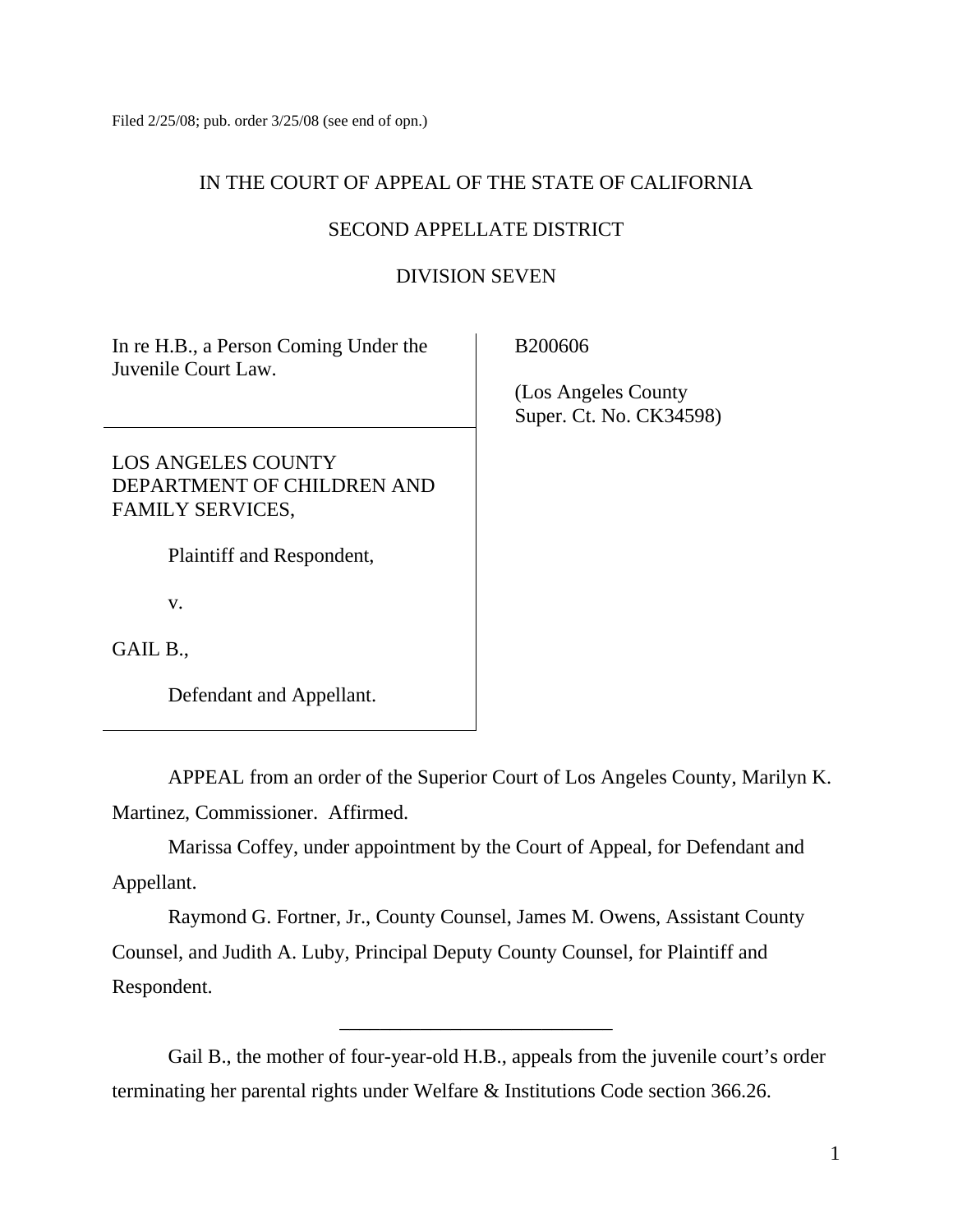Filed 2/25/08; pub. order 3/25/08 (see end of opn.)

IN THE COURT OF APPEAL OF THE STATE OF CALIFORNIA

SECOND APPELLATE DISTRICT

DIVISION SEVEN

| | |
|---|---|
| In re H.B., a Person Coming Under the Juvenile Court Law. | B200606<br><br>(Los Angeles County Super. Ct. No. CK34598) |
| LOS ANGELES COUNTY DEPARTMENT OF CHILDREN AND FAMILY SERVICES,<br><br>Plaintiff and Respondent,<br><br>v.<br><br>GAIL B.,<br><br>Defendant and Appellant. | |

APPEAL from an order of the Superior Court of Los Angeles County, Marilyn K. Martinez, Commissioner. Affirmed.

Marissa Coffey, under appointment by the Court of Appeal, for Defendant and Appellant.

Raymond G. Fortner, Jr., County Counsel, James M. Owens, Assistant County Counsel, and Judith A. Luby, Principal Deputy County Counsel, for Plaintiff and Respondent.

---

Gail B., the mother of four-year-old H.B., appeals from the juvenile court's order terminating her parental rights under Welfare & Institutions Code section 366.26.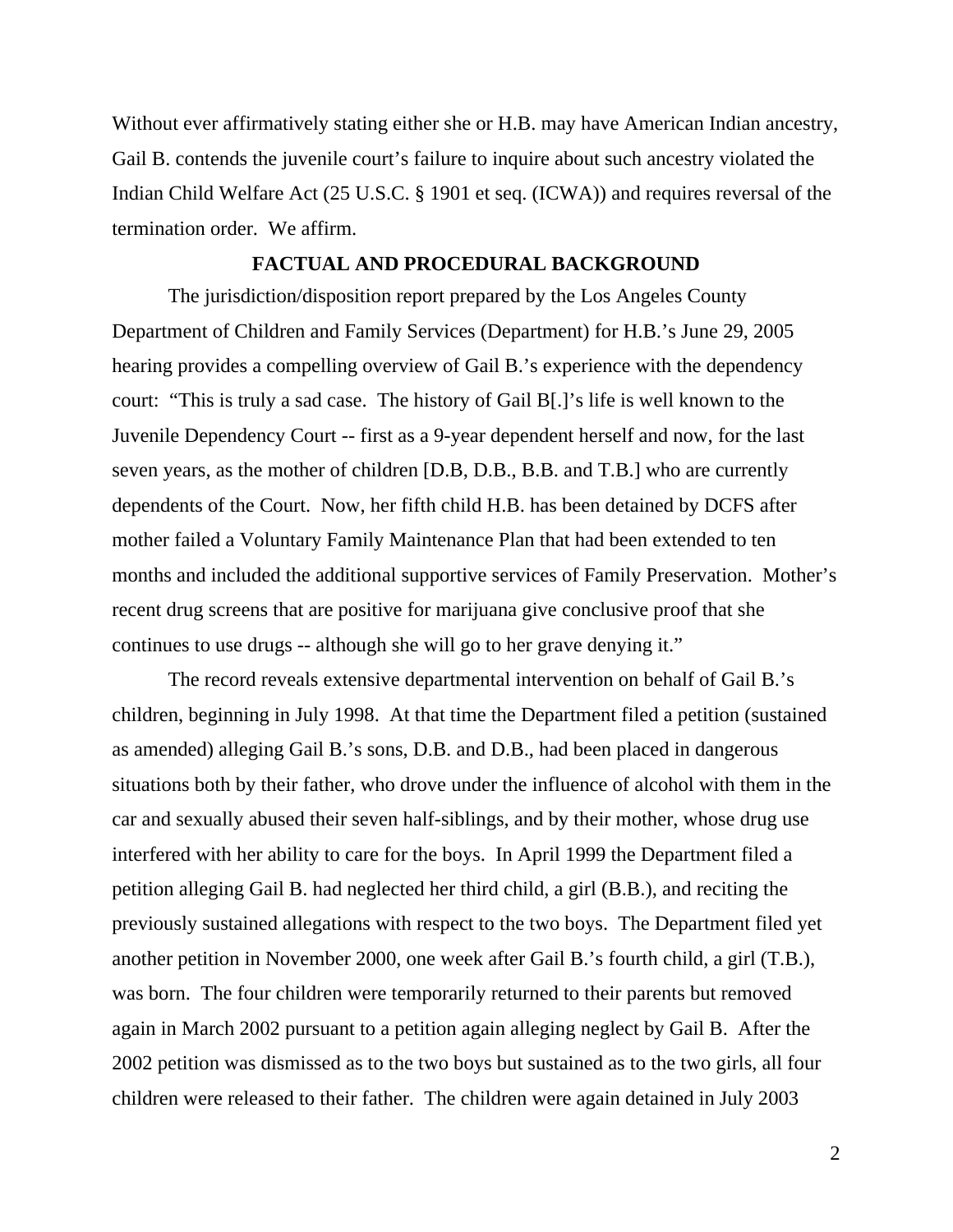Without ever affirmatively stating either she or H.B. may have American Indian ancestry, Gail B. contends the juvenile court's failure to inquire about such ancestry violated the Indian Child Welfare Act (25 U.S.C. § 1901 et seq. (ICWA)) and requires reversal of the termination order. We affirm.

## FACTUAL AND PROCEDURAL BACKGROUND

The jurisdiction/disposition report prepared by the Los Angeles County Department of Children and Family Services (Department) for H.B.'s June 29, 2005 hearing provides a compelling overview of Gail B.'s experience with the dependency court: "This is truly a sad case. The history of Gail B[.]'s life is well known to the Juvenile Dependency Court -- first as a 9-year dependent herself and now, for the last seven years, as the mother of children [D.B, D.B., B.B. and T.B.] who are currently dependents of the Court. Now, her fifth child H.B. has been detained by DCFS after mother failed a Voluntary Family Maintenance Plan that had been extended to ten months and included the additional supportive services of Family Preservation. Mother's recent drug screens that are positive for marijuana give conclusive proof that she continues to use drugs -- although she will go to her grave denying it."

The record reveals extensive departmental intervention on behalf of Gail B.'s children, beginning in July 1998. At that time the Department filed a petition (sustained as amended) alleging Gail B.'s sons, D.B. and D.B., had been placed in dangerous situations both by their father, who drove under the influence of alcohol with them in the car and sexually abused their seven half-siblings, and by their mother, whose drug use interfered with her ability to care for the boys. In April 1999 the Department filed a petition alleging Gail B. had neglected her third child, a girl (B.B.), and reciting the previously sustained allegations with respect to the two boys. The Department filed yet another petition in November 2000, one week after Gail B.'s fourth child, a girl (T.B.), was born. The four children were temporarily returned to their parents but removed again in March 2002 pursuant to a petition again alleging neglect by Gail B. After the 2002 petition was dismissed as to the two boys but sustained as to the two girls, all four children were released to their father. The children were again detained in July 2003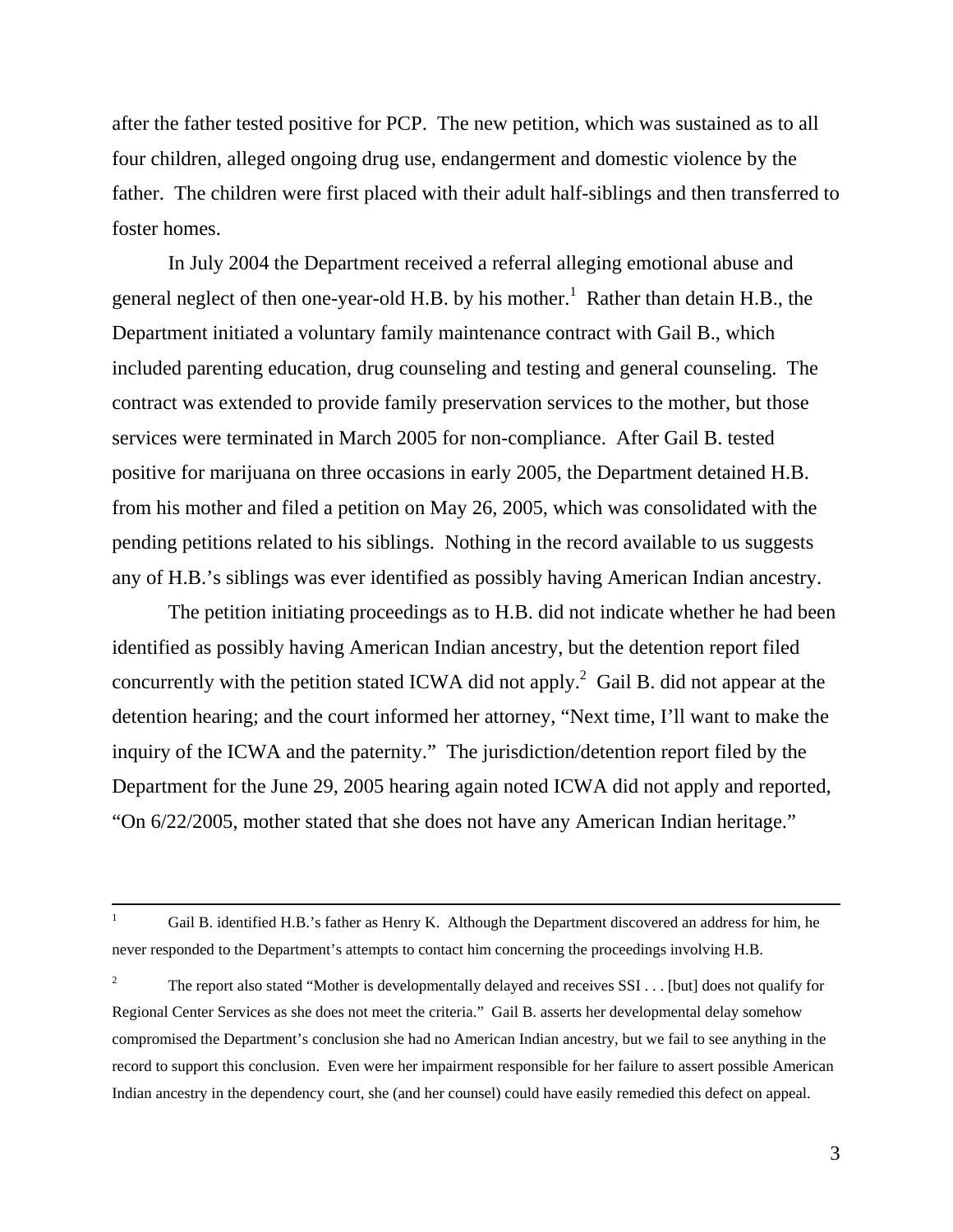after the father tested positive for PCP. The new petition, which was sustained as to all four children, alleged ongoing drug use, endangerment and domestic violence by the father. The children were first placed with their adult half-siblings and then transferred to foster homes.

In July 2004 the Department received a referral alleging emotional abuse and general neglect of then one-year-old H.B. by his mother.[1] Rather than detain H.B., the Department initiated a voluntary family maintenance contract with Gail B., which included parenting education, drug counseling and testing and general counseling. The contract was extended to provide family preservation services to the mother, but those services were terminated in March 2005 for non-compliance. After Gail B. tested positive for marijuana on three occasions in early 2005, the Department detained H.B. from his mother and filed a petition on May 26, 2005, which was consolidated with the pending petitions related to his siblings. Nothing in the record available to us suggests any of H.B.'s siblings was ever identified as possibly having American Indian ancestry.

The petition initiating proceedings as to H.B. did not indicate whether he had been identified as possibly having American Indian ancestry, but the detention report filed concurrently with the petition stated ICWA did not apply.[2] Gail B. did not appear at the detention hearing; and the court informed her attorney, "Next time, I'll want to make the inquiry of the ICWA and the paternity." The jurisdiction/detention report filed by the Department for the June 29, 2005 hearing again noted ICWA did not apply and reported, "On 6/22/2005, mother stated that she does not have any American Indian heritage."

---

[1] Gail B. identified H.B.'s father as Henry K. Although the Department discovered an address for him, he never responded to the Department's attempts to contact him concerning the proceedings involving H.B.

[2] The report also stated "Mother is developmentally delayed and receives SSI . . . [but] does not qualify for Regional Center Services as she does not meet the criteria." Gail B. asserts her developmental delay somehow compromised the Department's conclusion she had no American Indian ancestry, but we fail to see anything in the record to support this conclusion. Even were her impairment responsible for her failure to assert possible American Indian ancestry in the dependency court, she (and her counsel) could have easily remedied this defect on appeal.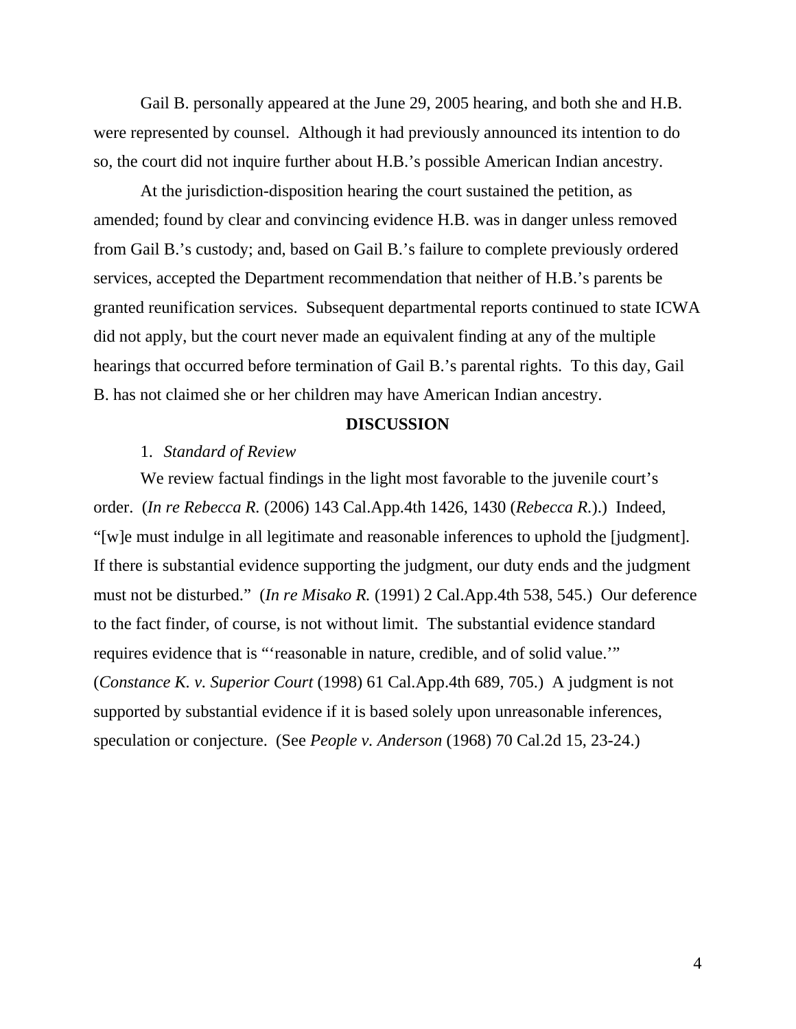Gail B. personally appeared at the June 29, 2005 hearing, and both she and H.B. were represented by counsel. Although it had previously announced its intention to do so, the court did not inquire further about H.B.'s possible American Indian ancestry.

At the jurisdiction-disposition hearing the court sustained the petition, as amended; found by clear and convincing evidence H.B. was in danger unless removed from Gail B.'s custody; and, based on Gail B.'s failure to complete previously ordered services, accepted the Department recommendation that neither of H.B.'s parents be granted reunification services. Subsequent departmental reports continued to state ICWA did not apply, but the court never made an equivalent finding at any of the multiple hearings that occurred before termination of Gail B.'s parental rights. To this day, Gail B. has not claimed she or her children may have American Indian ancestry.

## DISCUSSION

### 1. *Standard of Review*

We review factual findings in the light most favorable to the juvenile court's order. (*In re Rebecca R.* (2006) 143 Cal.App.4th 1426, 1430 (*Rebecca R.*).) Indeed, "[w]e must indulge in all legitimate and reasonable inferences to uphold the [judgment]. If there is substantial evidence supporting the judgment, our duty ends and the judgment must not be disturbed." (*In re Misako R.* (1991) 2 Cal.App.4th 538, 545.) Our deference to the fact finder, of course, is not without limit. The substantial evidence standard requires evidence that is "'reasonable in nature, credible, and of solid value.'" (*Constance K. v. Superior Court* (1998) 61 Cal.App.4th 689, 705.) A judgment is not supported by substantial evidence if it is based solely upon unreasonable inferences, speculation or conjecture. (See *People v. Anderson* (1968) 70 Cal.2d 15, 23-24.)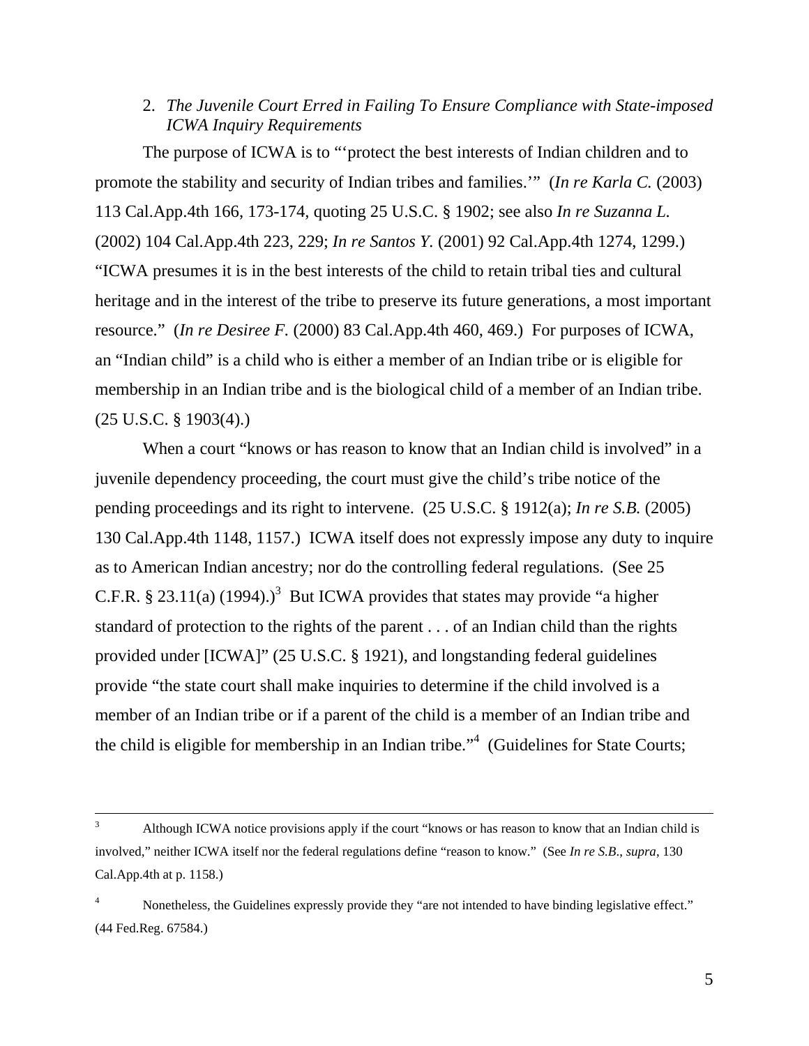2. *The Juvenile Court Erred in Failing To Ensure Compliance with State-imposed ICWA Inquiry Requirements*

The purpose of ICWA is to "'protect the best interests of Indian children and to promote the stability and security of Indian tribes and families.'" (*In re Karla C.* (2003) 113 Cal.App.4th 166, 173-174, quoting 25 U.S.C. § 1902; see also *In re Suzanna L.* (2002) 104 Cal.App.4th 223, 229; *In re Santos Y.* (2001) 92 Cal.App.4th 1274, 1299.) "ICWA presumes it is in the best interests of the child to retain tribal ties and cultural heritage and in the interest of the tribe to preserve its future generations, a most important resource." (*In re Desiree F.* (2000) 83 Cal.App.4th 460, 469.) For purposes of ICWA, an "Indian child" is a child who is either a member of an Indian tribe or is eligible for membership in an Indian tribe and is the biological child of a member of an Indian tribe. (25 U.S.C. § 1903(4).)

When a court "knows or has reason to know that an Indian child is involved" in a juvenile dependency proceeding, the court must give the child's tribe notice of the pending proceedings and its right to intervene. (25 U.S.C. § 1912(a); *In re S.B.* (2005) 130 Cal.App.4th 1148, 1157.) ICWA itself does not expressly impose any duty to inquire as to American Indian ancestry; nor do the controlling federal regulations. (See 25 C.F.R. § 23.11(a) (1994).)[3] But ICWA provides that states may provide "a higher standard of protection to the rights of the parent . . . of an Indian child than the rights provided under [ICWA]" (25 U.S.C. § 1921), and longstanding federal guidelines provide "the state court shall make inquiries to determine if the child involved is a member of an Indian tribe or if a parent of the child is a member of an Indian tribe and the child is eligible for membership in an Indian tribe."[4] (Guidelines for State Courts;

---

[3] Although ICWA notice provisions apply if the court "knows or has reason to know that an Indian child is involved," neither ICWA itself nor the federal regulations define "reason to know." (See *In re S.B.*, *supra*, 130 Cal.App.4th at p. 1158.)

[4] Nonetheless, the Guidelines expressly provide they "are not intended to have binding legislative effect." (44 Fed.Reg. 67584.)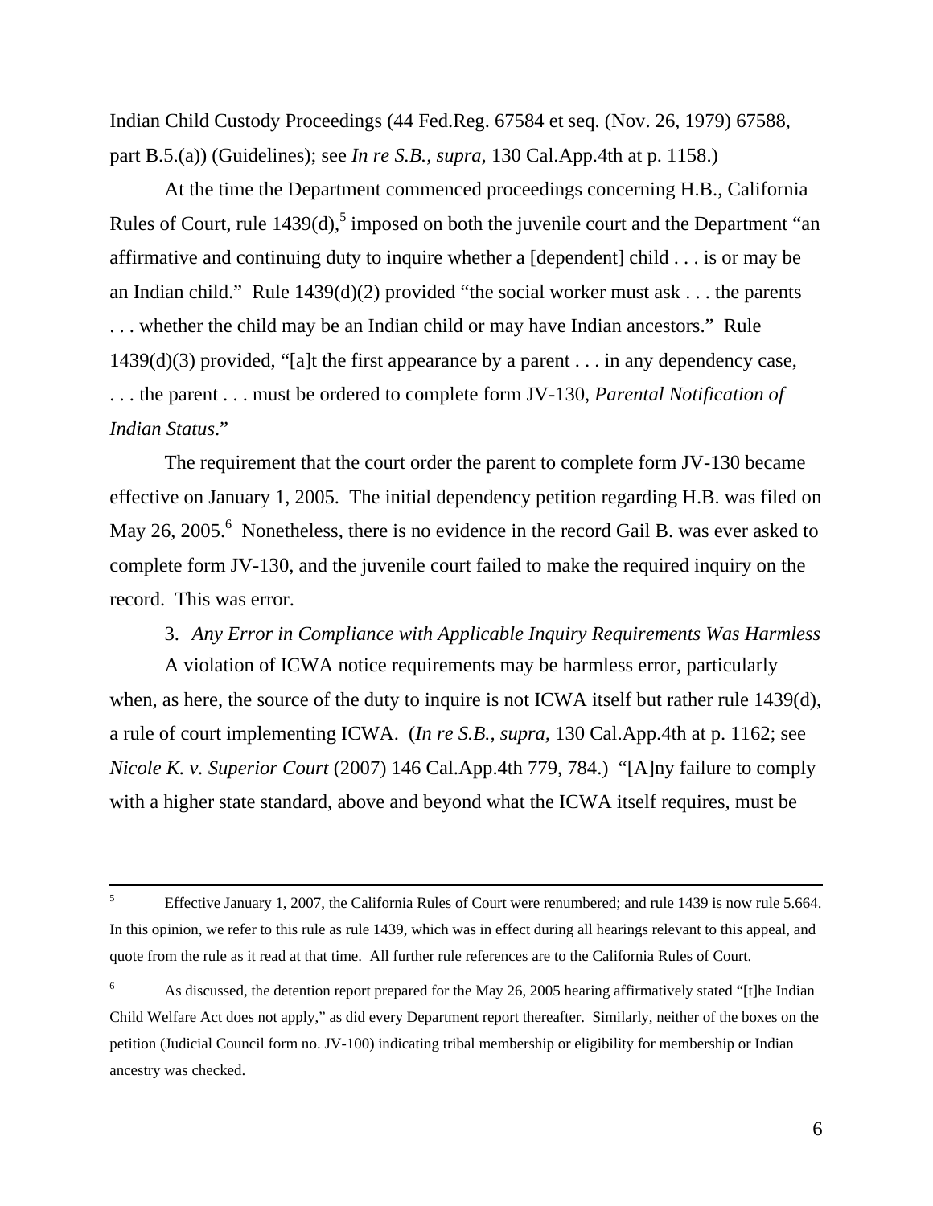Indian Child Custody Proceedings (44 Fed.Reg. 67584 et seq. (Nov. 26, 1979) 67588, part B.5.(a)) (Guidelines); see *In re S.B., supra,* 130 Cal.App.4th at p. 1158.)

At the time the Department commenced proceedings concerning H.B., California Rules of Court, rule 1439(d),[5] imposed on both the juvenile court and the Department "an affirmative and continuing duty to inquire whether a [dependent] child . . . is or may be an Indian child." Rule 1439(d)(2) provided "the social worker must ask . . . the parents . . . whether the child may be an Indian child or may have Indian ancestors." Rule 1439(d)(3) provided, "[a]t the first appearance by a parent . . . in any dependency case, . . . the parent . . . must be ordered to complete form JV-130, *Parental Notification of Indian Status*."

The requirement that the court order the parent to complete form JV-130 became effective on January 1, 2005. The initial dependency petition regarding H.B. was filed on May 26, 2005.[6] Nonetheless, there is no evidence in the record Gail B. was ever asked to complete form JV-130, and the juvenile court failed to make the required inquiry on the record. This was error.

3. *Any Error in Compliance with Applicable Inquiry Requirements Was Harmless*

A violation of ICWA notice requirements may be harmless error, particularly when, as here, the source of the duty to inquire is not ICWA itself but rather rule 1439(d), a rule of court implementing ICWA. (*In re S.B., supra,* 130 Cal.App.4th at p. 1162; see *Nicole K. v. Superior Court* (2007) 146 Cal.App.4th 779, 784.) "[A]ny failure to comply with a higher state standard, above and beyond what the ICWA itself requires, must be

---

[5] Effective January 1, 2007, the California Rules of Court were renumbered; and rule 1439 is now rule 5.664. In this opinion, we refer to this rule as rule 1439, which was in effect during all hearings relevant to this appeal, and quote from the rule as it read at that time. All further rule references are to the California Rules of Court.

[6] As discussed, the detention report prepared for the May 26, 2005 hearing affirmatively stated "[t]he Indian Child Welfare Act does not apply," as did every Department report thereafter. Similarly, neither of the boxes on the petition (Judicial Council form no. JV-100) indicating tribal membership or eligibility for membership or Indian ancestry was checked.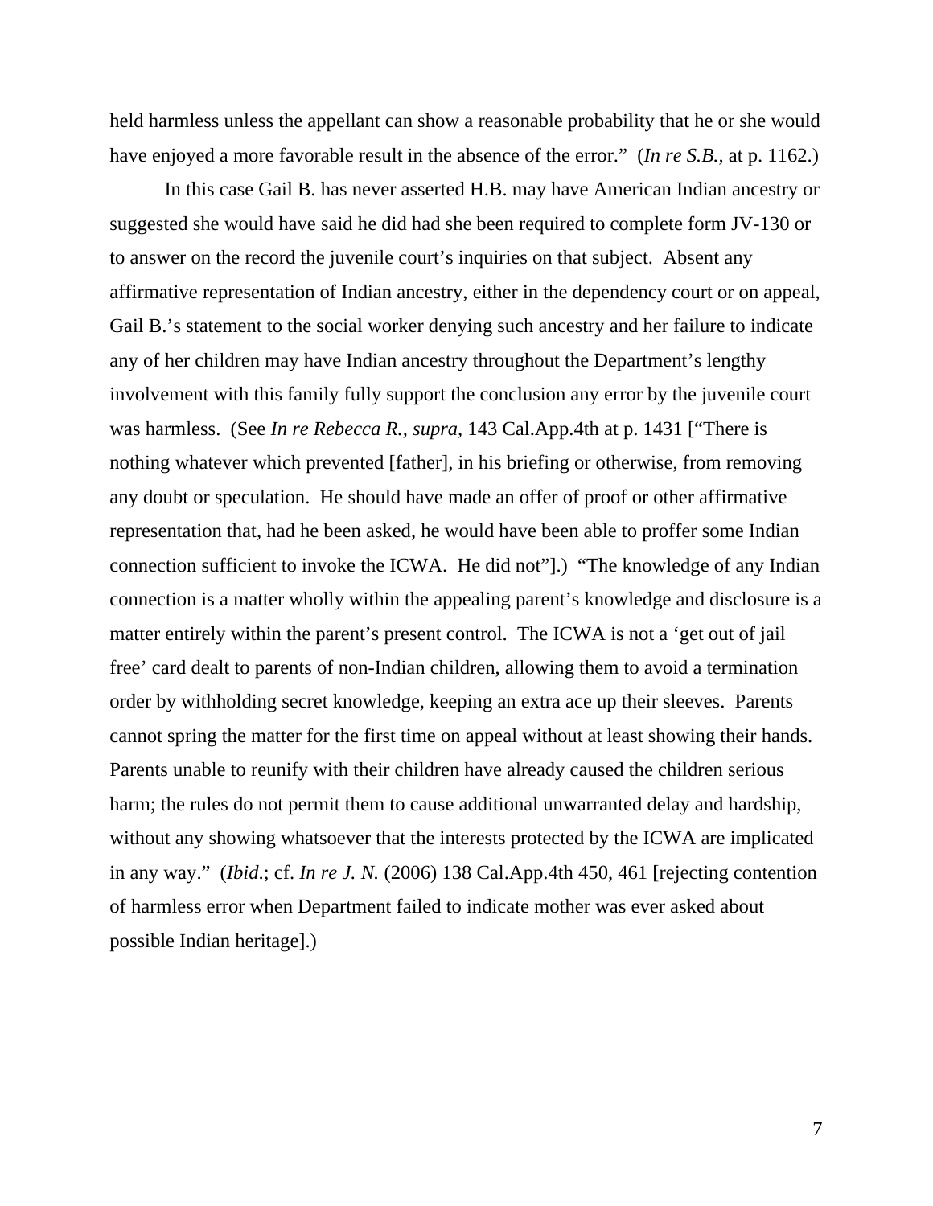held harmless unless the appellant can show a reasonable probability that he or she would have enjoyed a more favorable result in the absence of the error." (*In re S.B.,* at p. 1162.)

In this case Gail B. has never asserted H.B. may have American Indian ancestry or suggested she would have said he did had she been required to complete form JV-130 or to answer on the record the juvenile court's inquiries on that subject. Absent any affirmative representation of Indian ancestry, either in the dependency court or on appeal, Gail B.'s statement to the social worker denying such ancestry and her failure to indicate any of her children may have Indian ancestry throughout the Department's lengthy involvement with this family fully support the conclusion any error by the juvenile court was harmless. (See *In re Rebecca R., supra,* 143 Cal.App.4th at p. 1431 ["There is nothing whatever which prevented [father], in his briefing or otherwise, from removing any doubt or speculation. He should have made an offer of proof or other affirmative representation that, had he been asked, he would have been able to proffer some Indian connection sufficient to invoke the ICWA. He did not"].) "The knowledge of any Indian connection is a matter wholly within the appealing parent's knowledge and disclosure is a matter entirely within the parent's present control. The ICWA is not a 'get out of jail free' card dealt to parents of non-Indian children, allowing them to avoid a termination order by withholding secret knowledge, keeping an extra ace up their sleeves. Parents cannot spring the matter for the first time on appeal without at least showing their hands. Parents unable to reunify with their children have already caused the children serious harm; the rules do not permit them to cause additional unwarranted delay and hardship, without any showing whatsoever that the interests protected by the ICWA are implicated in any way." (*Ibid*.; cf. *In re J. N.* (2006) 138 Cal.App.4th 450, 461 [rejecting contention of harmless error when Department failed to indicate mother was ever asked about possible Indian heritage].)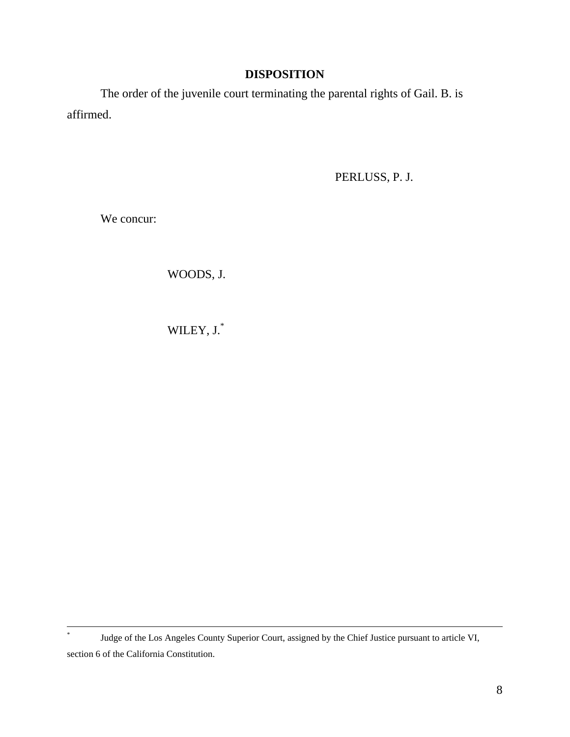## DISPOSITION

The order of the juvenile court terminating the parental rights of Gail. B. is affirmed.

PERLUSS, P. J.

We concur:

WOODS, J.

WILEY, J.*

---

* Judge of the Los Angeles County Superior Court, assigned by the Chief Justice pursuant to article VI, section 6 of the California Constitution.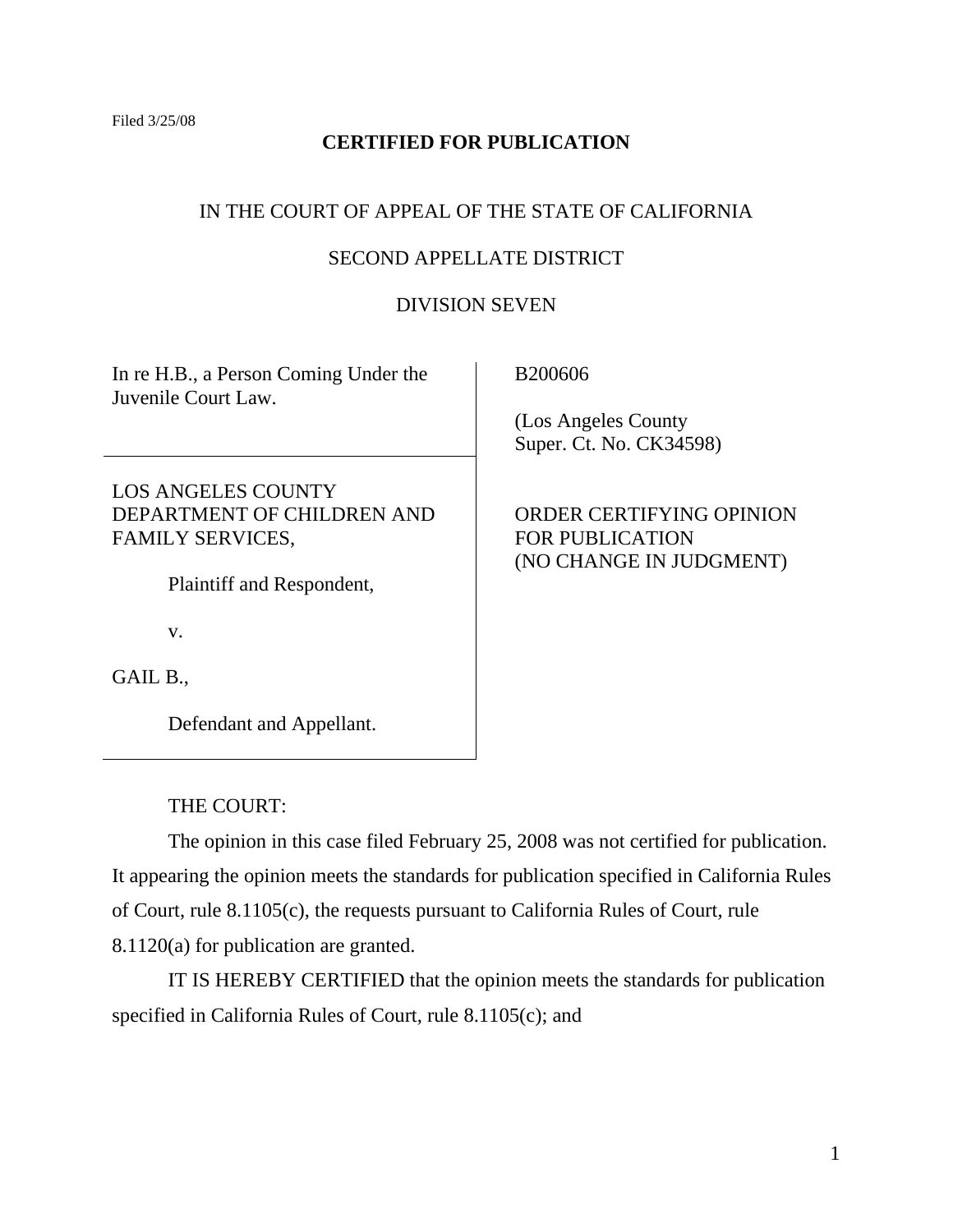Filed 3/25/08

**CERTIFIED FOR PUBLICATION**

IN THE COURT OF APPEAL OF THE STATE OF CALIFORNIA

SECOND APPELLATE DISTRICT

DIVISION SEVEN

| | |
|---|---|
| In re H.B., a Person Coming Under the Juvenile Court Law. | B200606<br><br>(Los Angeles County Super. Ct. No. CK34598) |
| LOS ANGELES COUNTY DEPARTMENT OF CHILDREN AND FAMILY SERVICES,<br><br>Plaintiff and Respondent,<br><br>v.<br><br>GAIL B.,<br><br>Defendant and Appellant. | ORDER CERTIFYING OPINION FOR PUBLICATION (NO CHANGE IN JUDGMENT) |

THE COURT:

The opinion in this case filed February 25, 2008 was not certified for publication. It appearing the opinion meets the standards for publication specified in California Rules of Court, rule 8.1105(c), the requests pursuant to California Rules of Court, rule 8.1120(a) for publication are granted.

IT IS HEREBY CERTIFIED that the opinion meets the standards for publication specified in California Rules of Court, rule 8.1105(c); and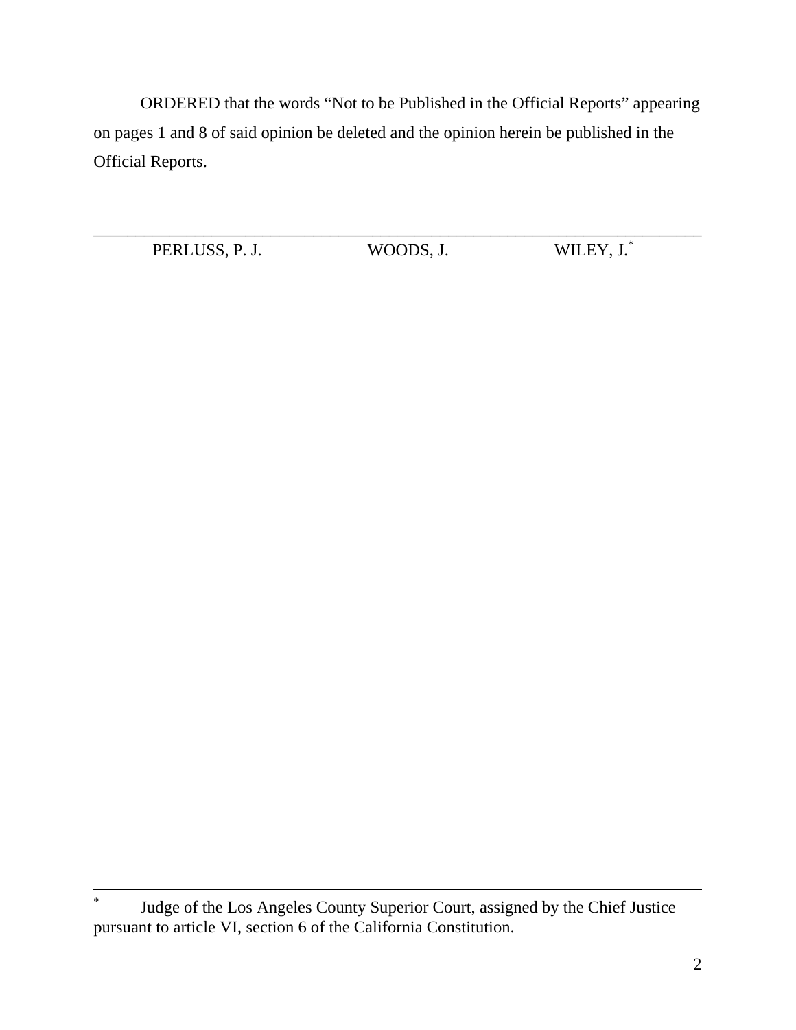ORDERED that the words "Not to be Published in the Official Reports" appearing on pages 1 and 8 of said opinion be deleted and the opinion herein be published in the Official Reports.

PERLUSS, P. J. WOODS, J. WILEY, J.*

---

\* Judge of the Los Angeles County Superior Court, assigned by the Chief Justice pursuant to article VI, section 6 of the California Constitution.